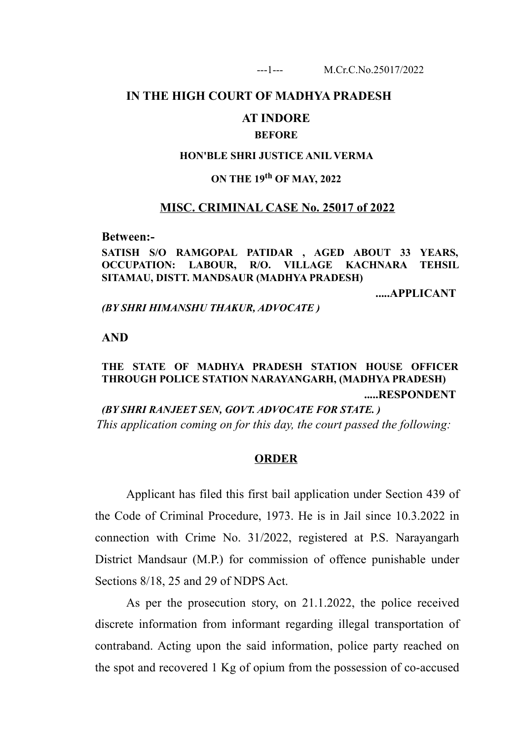# IN THE HIGH COURT OF MADHYA PRADESH

## AT INDORE

**BEFORE**

**HON'BLE SHRI JUSTICE ANIL VERMA**

**ON THE 19th OF MAY, 2022**

## MISC. CRIMINAL CASE No. 25017 of 2022

**Between:-**

**SATISH S/O RAMGOPAL PATIDAR , AGED ABOUT 33 YEARS, OCCUPATION: LABOUR, R/O. VILLAGE KACHNARA TEHSIL SITAMAU, DISTT. MANDSAUR (MADHYA PRADESH)**

**.....APPLICANT**

***(BY SHRI HIMANSHU THAKUR, ADVOCATE )***

**AND**

**THE STATE OF MADHYA PRADESH STATION HOUSE OFFICER THROUGH POLICE STATION NARAYANGARH, (MADHYA PRADESH)**

**.....RESPONDENT**

***(BY SHRI RANJEET SEN, GOVT. ADVOCATE FOR STATE. )***

*This application coming on for this day, the court passed the following:*

## ORDER

Applicant has filed this first bail application under Section 439 of the Code of Criminal Procedure, 1973. He is in Jail since 10.3.2022 in connection with Crime No. 31/2022, registered at P.S. Narayangarh District Mandsaur (M.P.) for commission of offence punishable under Sections 8/18, 25 and 29 of NDPS Act.

As per the prosecution story, on 21.1.2022, the police received discrete information from informant regarding illegal transportation of contraband. Acting upon the said information, police party reached on the spot and recovered 1 Kg of opium from the possession of co-accused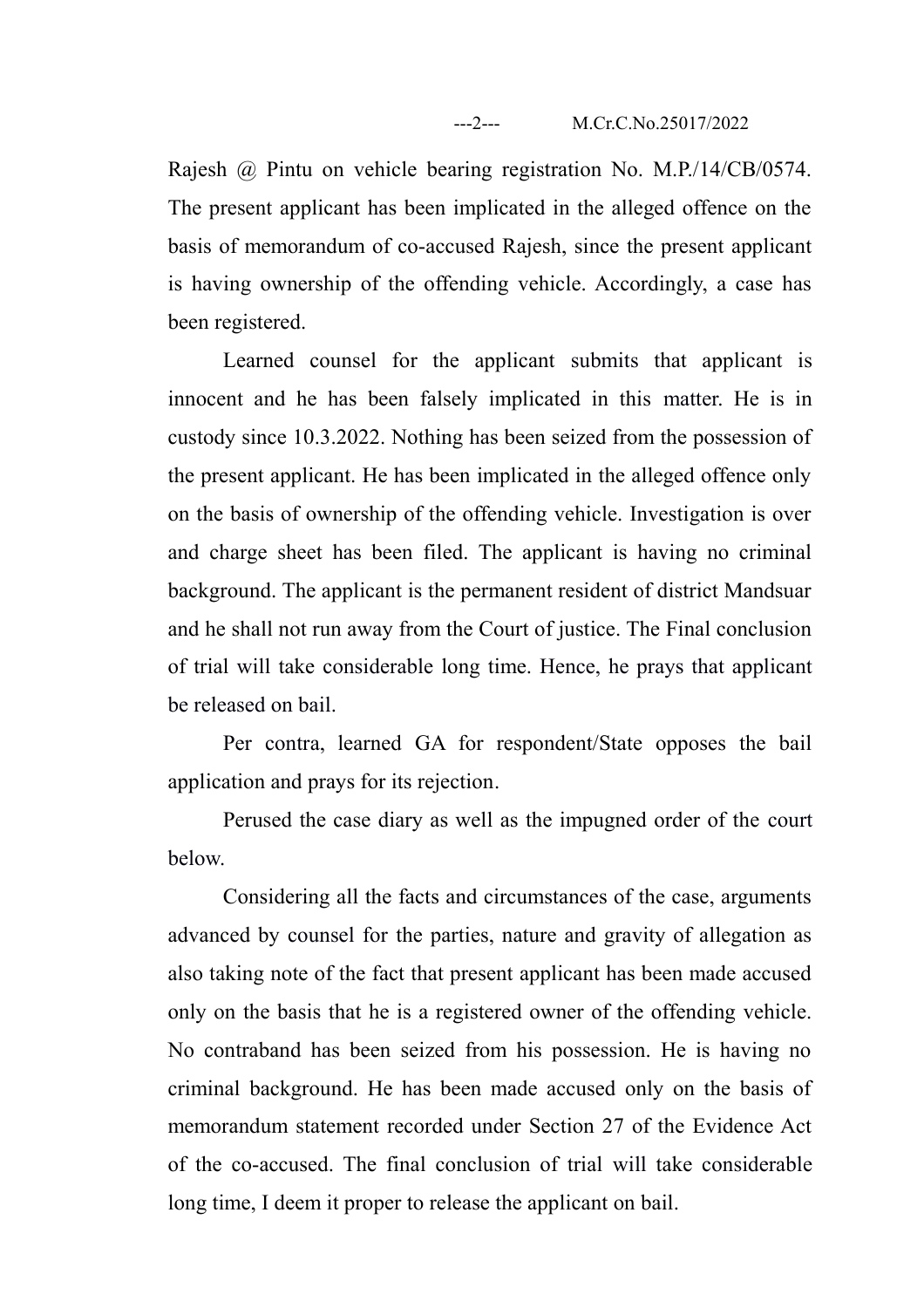Rajesh @ Pintu on vehicle bearing registration No. M.P./14/CB/0574. The present applicant has been implicated in the alleged offence on the basis of memorandum of co-accused Rajesh, since the present applicant is having ownership of the offending vehicle. Accordingly, a case has been registered.

Learned counsel for the applicant submits that applicant is innocent and he has been falsely implicated in this matter. He is in custody since 10.3.2022. Nothing has been seized from the possession of the present applicant. He has been implicated in the alleged offence only on the basis of ownership of the offending vehicle. Investigation is over and charge sheet has been filed. The applicant is having no criminal background. The applicant is the permanent resident of district Mandsuar and he shall not run away from the Court of justice. The Final conclusion of trial will take considerable long time. Hence, he prays that applicant be released on bail.

Per contra, learned GA for respondent/State opposes the bail application and prays for its rejection.

Perused the case diary as well as the impugned order of the court below.

Considering all the facts and circumstances of the case, arguments advanced by counsel for the parties, nature and gravity of allegation as also taking note of the fact that present applicant has been made accused only on the basis that he is a registered owner of the offending vehicle. No contraband has been seized from his possession. He is having no criminal background. He has been made accused only on the basis of memorandum statement recorded under Section 27 of the Evidence Act of the co-accused. The final conclusion of trial will take considerable long time, I deem it proper to release the applicant on bail.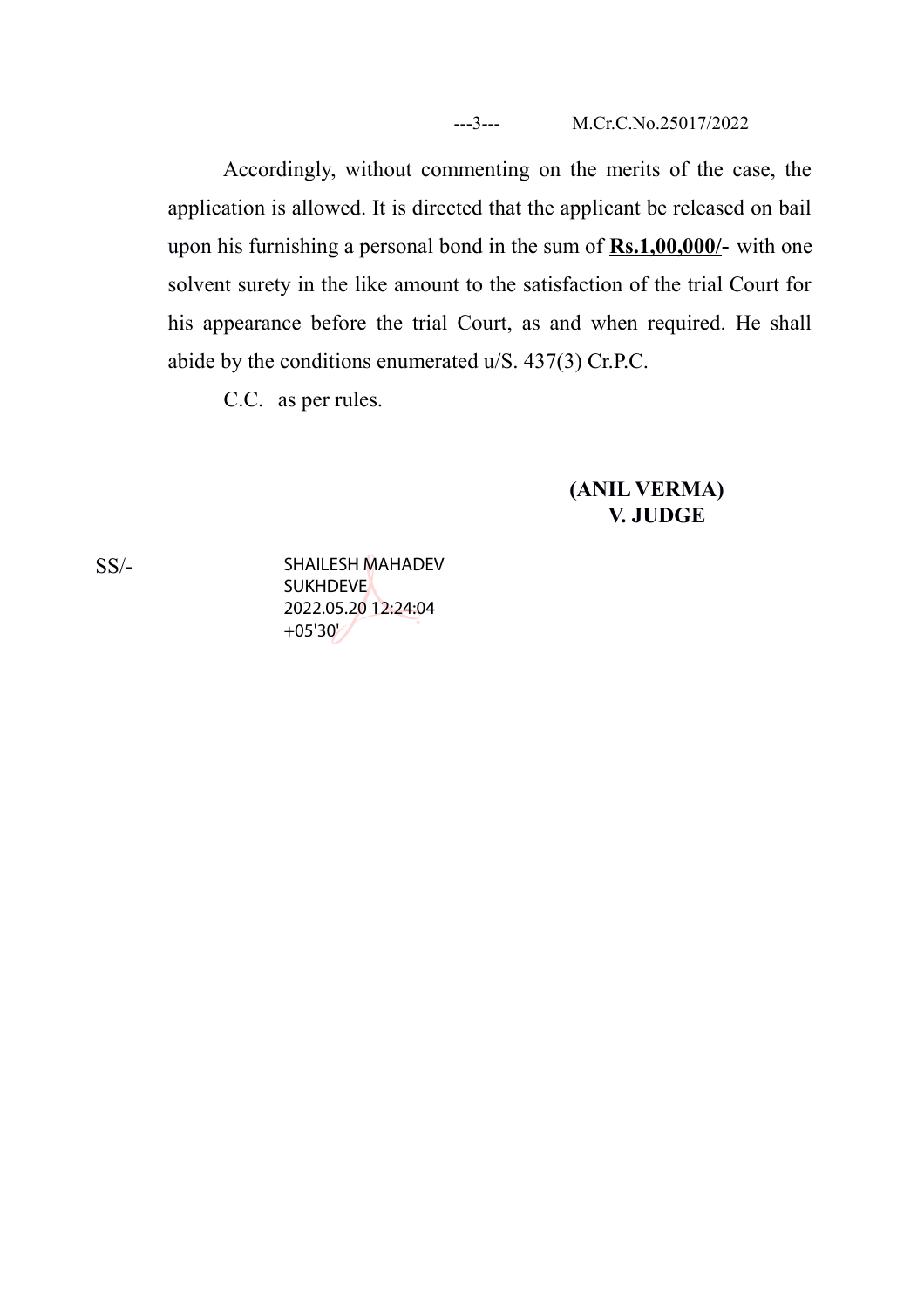Accordingly, without commenting on the merits of the case, the application is allowed. It is directed that the applicant be released on bail upon his furnishing a personal bond in the sum of **Rs.1,00,000/-** with one solvent surety in the like amount to the satisfaction of the trial Court for his appearance before the trial Court, as and when required. He shall abide by the conditions enumerated u/S. 437(3) Cr.P.C.

C.C. as per rules.

**(ANIL VERMA)**
**V. JUDGE**

SS/-

SHAILESH MAHADEV SUKHDEVE
2022.05.20 12:24:04 +05'30'